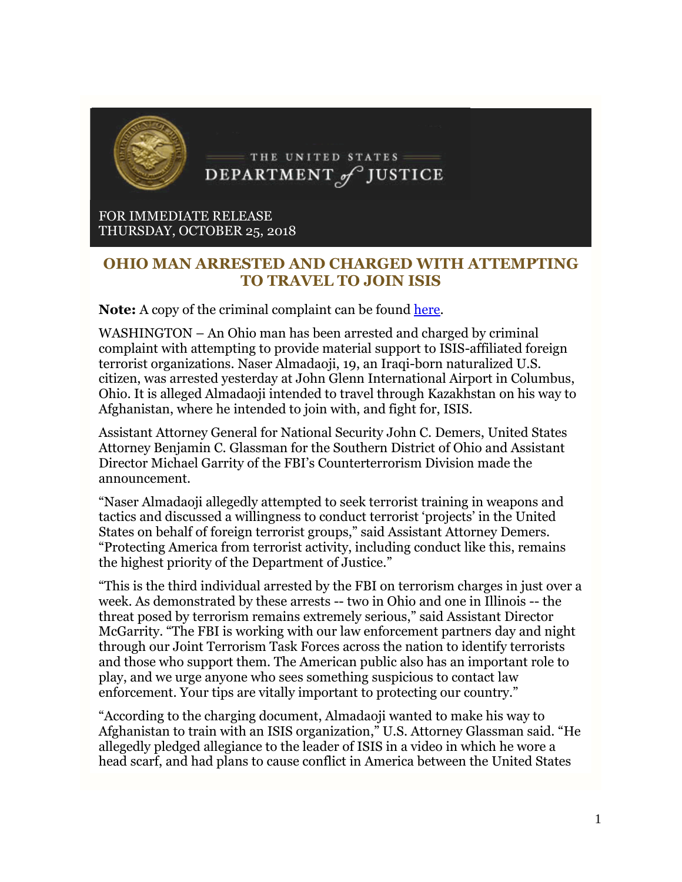THE UNITED STATES DEPARTMENT *of* JUSTICE

FOR IMMEDIATE RELEASE
THURSDAY, OCTOBER 25, 2018

# OHIO MAN ARRESTED AND CHARGED WITH ATTEMPTING TO TRAVEL TO JOIN ISIS

**Note:** A copy of the criminal complaint can be found here.

WASHINGTON – An Ohio man has been arrested and charged by criminal complaint with attempting to provide material support to ISIS-affiliated foreign terrorist organizations. Naser Almadaoji, 19, an Iraqi-born naturalized U.S. citizen, was arrested yesterday at John Glenn International Airport in Columbus, Ohio. It is alleged Almadaoji intended to travel through Kazakhstan on his way to Afghanistan, where he intended to join with, and fight for, ISIS.

Assistant Attorney General for National Security John C. Demers, United States Attorney Benjamin C. Glassman for the Southern District of Ohio and Assistant Director Michael Garrity of the FBI's Counterterrorism Division made the announcement.

"Naser Almadaoji allegedly attempted to seek terrorist training in weapons and tactics and discussed a willingness to conduct terrorist 'projects' in the United States on behalf of foreign terrorist groups," said Assistant Attorney Demers. "Protecting America from terrorist activity, including conduct like this, remains the highest priority of the Department of Justice."

"This is the third individual arrested by the FBI on terrorism charges in just over a week. As demonstrated by these arrests -- two in Ohio and one in Illinois -- the threat posed by terrorism remains extremely serious," said Assistant Director McGarrity. "The FBI is working with our law enforcement partners day and night through our Joint Terrorism Task Forces across the nation to identify terrorists and those who support them. The American public also has an important role to play, and we urge anyone who sees something suspicious to contact law enforcement. Your tips are vitally important to protecting our country."

"According to the charging document, Almadaoji wanted to make his way to Afghanistan to train with an ISIS organization," U.S. Attorney Glassman said. "He allegedly pledged allegiance to the leader of ISIS in a video in which he wore a head scarf, and had plans to cause conflict in America between the United States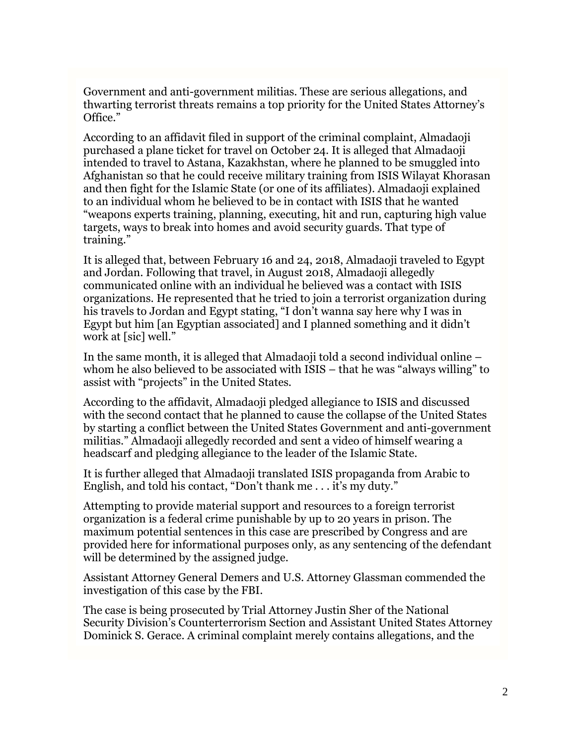Government and anti-government militias. These are serious allegations, and thwarting terrorist threats remains a top priority for the United States Attorney's Office."

According to an affidavit filed in support of the criminal complaint, Almadaoji purchased a plane ticket for travel on October 24. It is alleged that Almadaoji intended to travel to Astana, Kazakhstan, where he planned to be smuggled into Afghanistan so that he could receive military training from ISIS Wilayat Khorasan and then fight for the Islamic State (or one of its affiliates). Almadaoji explained to an individual whom he believed to be in contact with ISIS that he wanted "weapons experts training, planning, executing, hit and run, capturing high value targets, ways to break into homes and avoid security guards. That type of training."

It is alleged that, between February 16 and 24, 2018, Almadaoji traveled to Egypt and Jordan. Following that travel, in August 2018, Almadaoji allegedly communicated online with an individual he believed was a contact with ISIS organizations. He represented that he tried to join a terrorist organization during his travels to Jordan and Egypt stating, "I don't wanna say here why I was in Egypt but him [an Egyptian associated] and I planned something and it didn't work at [sic] well."

In the same month, it is alleged that Almadaoji told a second individual online – whom he also believed to be associated with ISIS – that he was "always willing" to assist with "projects" in the United States.

According to the affidavit, Almadaoji pledged allegiance to ISIS and discussed with the second contact that he planned to cause the collapse of the United States by starting a conflict between the United States Government and anti-government militias." Almadaoji allegedly recorded and sent a video of himself wearing a headscarf and pledging allegiance to the leader of the Islamic State.

It is further alleged that Almadaoji translated ISIS propaganda from Arabic to English, and told his contact, "Don't thank me . . . it's my duty."

Attempting to provide material support and resources to a foreign terrorist organization is a federal crime punishable by up to 20 years in prison. The maximum potential sentences in this case are prescribed by Congress and are provided here for informational purposes only, as any sentencing of the defendant will be determined by the assigned judge.

Assistant Attorney General Demers and U.S. Attorney Glassman commended the investigation of this case by the FBI.

The case is being prosecuted by Trial Attorney Justin Sher of the National Security Division's Counterterrorism Section and Assistant United States Attorney Dominick S. Gerace. A criminal complaint merely contains allegations, and the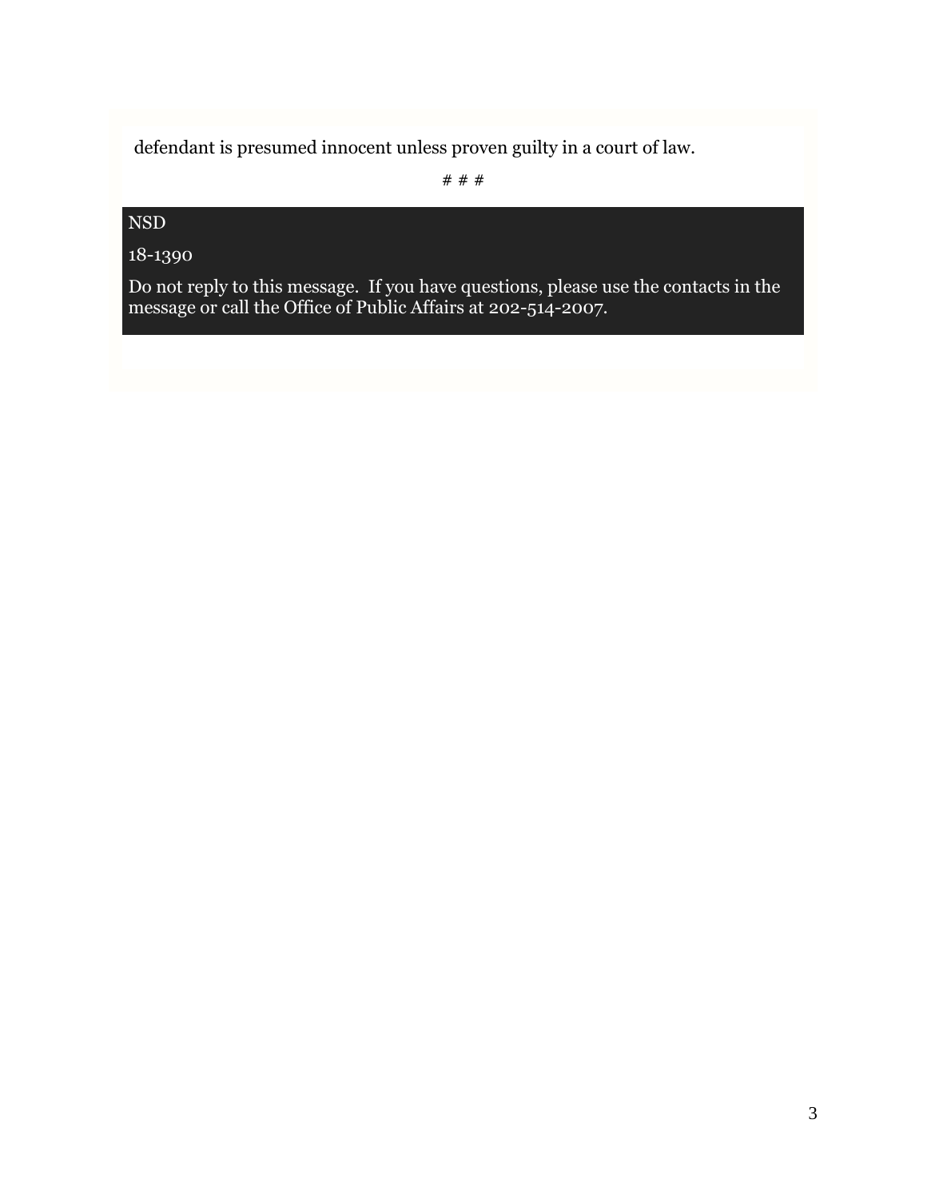defendant is presumed innocent unless proven guilty in a court of law.

# # #

NSD

18-1390

Do not reply to this message. If you have questions, please use the contacts in the message or call the Office of Public Affairs at 202-514-2007.